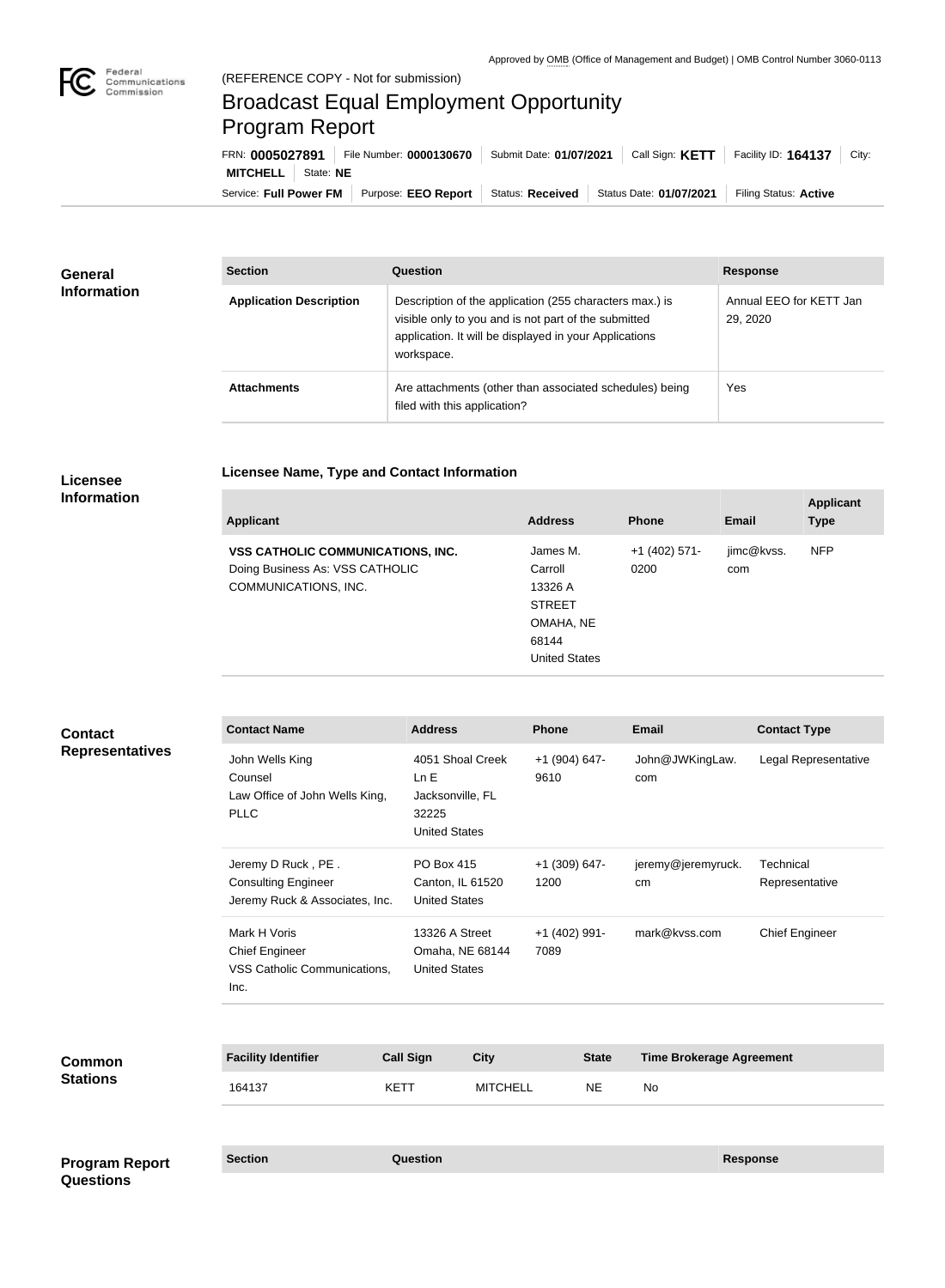Approved by OMB (Office of Management and Budget) | OMB Control Number 3060-0113

(REFERENCE COPY - Not for submission)

# Broadcast Equal Employment Opportunity Program Report

FRN: **0005027891** | File Number: **0000130670** | Submit Date: **01/07/2021** | Call Sign: **KETT** | Facility ID: **164137** | City: **MITCHELL** | State: **NE**

Service: **Full Power FM** | Purpose: **EEO Report** | Status: **Received** | Status Date: **01/07/2021** | Filing Status: **Active**

## General Information

| Section | Question | Response |
|---|---|---|
| **Application Description** | Description of the application (255 characters max.) is visible only to you and is not part of the submitted application. It will be displayed in your Applications workspace. | Annual EEO for KETT Jan 29, 2020 |
| **Attachments** | Are attachments (other than associated schedules) being filed with this application? | Yes |

## Licensee Information

### Licensee Name, Type and Contact Information

| Applicant | Address | Phone | Email | Applicant Type |
|---|---|---|---|---|
| **VSS CATHOLIC COMMUNICATIONS, INC.** Doing Business As: VSS CATHOLIC COMMUNICATIONS, INC. | James M. Carroll 13326 A STREET OMAHA, NE 68144 United States | +1 (402) 571-0200 | jimc@kvss.com | NFP |

## Contact Representatives

| Contact Name | Address | Phone | Email | Contact Type |
|---|---|---|---|---|
| John Wells King Counsel Law Office of John Wells King, PLLC | 4051 Shoal Creek Ln E Jacksonville, FL 32225 United States | +1 (904) 647-9610 | John@JWKingLaw.com | Legal Representative |
| Jeremy D Ruck , PE . Consulting Engineer Jeremy Ruck & Associates, Inc. | PO Box 415 Canton, IL 61520 United States | +1 (309) 647-1200 | jeremy@jeremyruck.cm | Technical Representative |
| Mark H Voris Chief Engineer VSS Catholic Communications, Inc. | 13326 A Street Omaha, NE 68144 United States | +1 (402) 991-7089 | mark@kvss.com | Chief Engineer |

## Common Stations

| Facility Identifier | Call Sign | City | State | Time Brokerage Agreement |
|---|---|---|---|---|
| 164137 | KETT | MITCHELL | NE | No |

## Program Report Questions

| Section | Question | Response |
|---|---|---|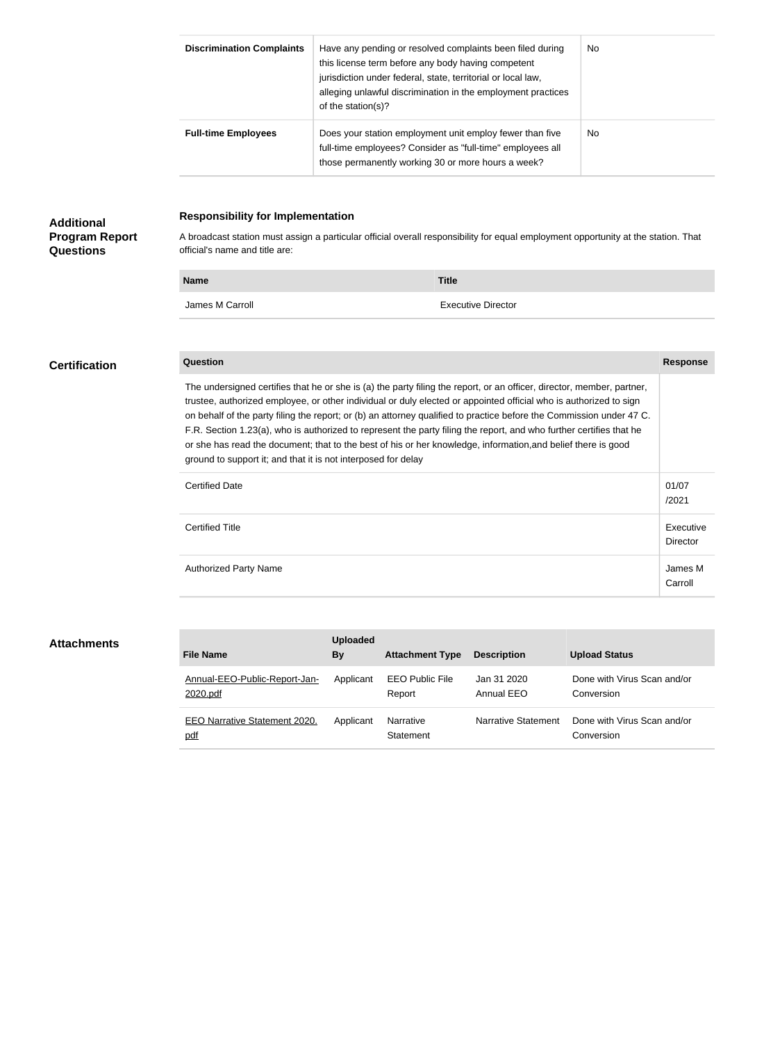| | | |
|---|---|---|
| **Discrimination Complaints** | Have any pending or resolved complaints been filed during this license term before any body having competent jurisdiction under federal, state, territorial or local law, alleging unlawful discrimination in the employment practices of the station(s)? | No |
| **Full-time Employees** | Does your station employment unit employ fewer than five full-time employees? Consider as "full-time" employees all those permanently working 30 or more hours a week? | No |

## Additional Program Report Questions

### Responsibility for Implementation

A broadcast station must assign a particular official overall responsibility for equal employment opportunity at the station. That official's name and title are:

| Name | Title |
|---|---|
| James M Carroll | Executive Director |

## Certification

| Question | Response |
|---|---|
| The undersigned certifies that he or she is (a) the party filing the report, or an officer, director, member, partner, trustee, authorized employee, or other individual or duly elected or appointed official who is authorized to sign on behalf of the party filing the report; or (b) an attorney qualified to practice before the Commission under 47 C. F.R. Section 1.23(a), who is authorized to represent the party filing the report, and who further certifies that he or she has read the document; that to the best of his or her knowledge, information,and belief there is good ground to support it; and that it is not interposed for delay | |
| Certified Date | 01/07 /2021 |
| Certified Title | Executive Director |
| Authorized Party Name | James M Carroll |

## Attachments

| File Name | Uploaded By | Attachment Type | Description | Upload Status |
|---|---|---|---|---|
| Annual-EEO-Public-Report-Jan-2020.pdf | Applicant | EEO Public File Report | Jan 31 2020 Annual EEO | Done with Virus Scan and/or Conversion |
| EEO Narrative Statement 2020. pdf | Applicant | Narrative Statement | Narrative Statement | Done with Virus Scan and/or Conversion |